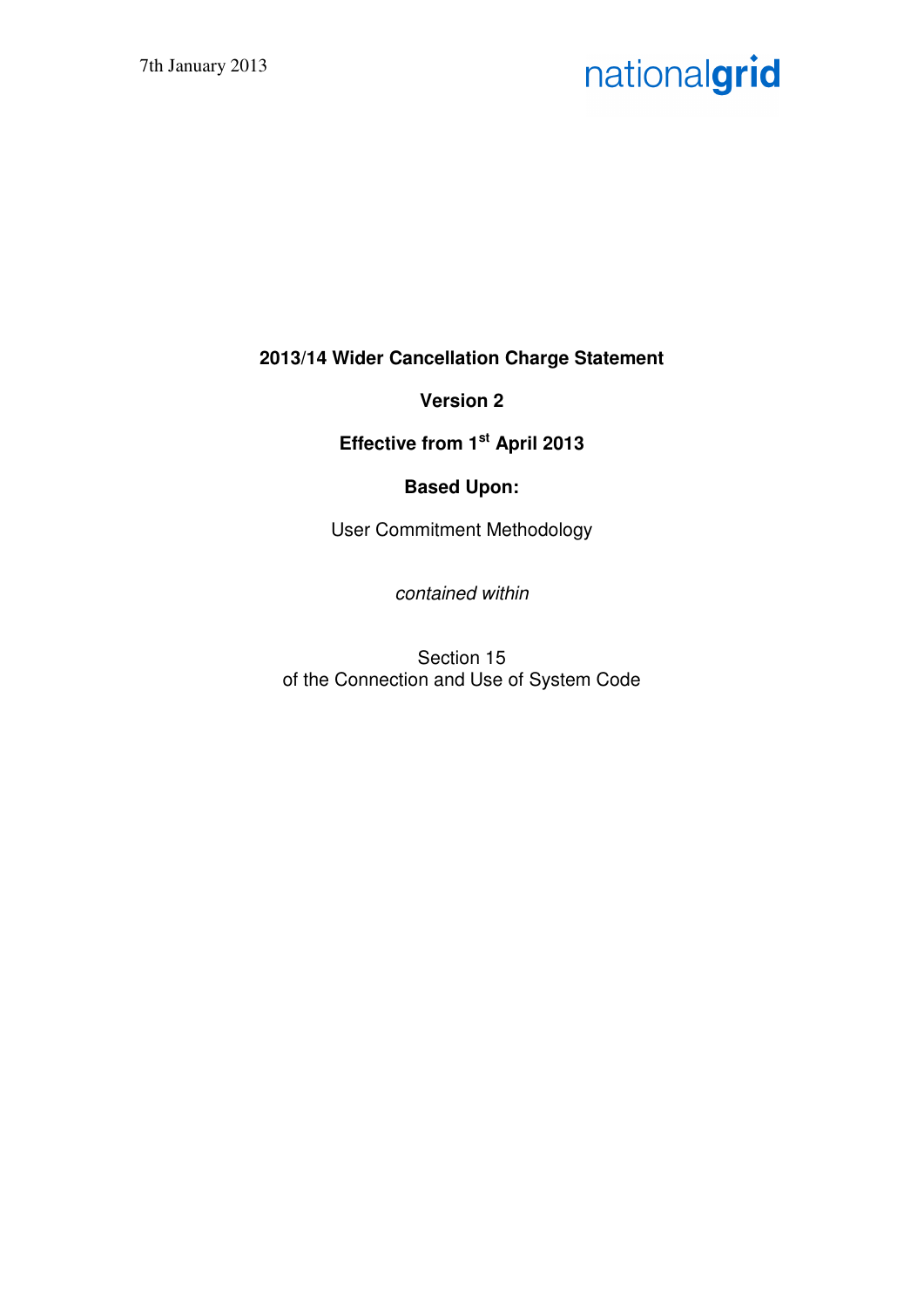7th January 2013

nationalgrid

**2013/14 Wider Cancellation Charge Statement**

**Version 2**

**Effective from 1st April 2013**

**Based Upon:**

User Commitment Methodology

*contained within*

Section 15
of the Connection and Use of System Code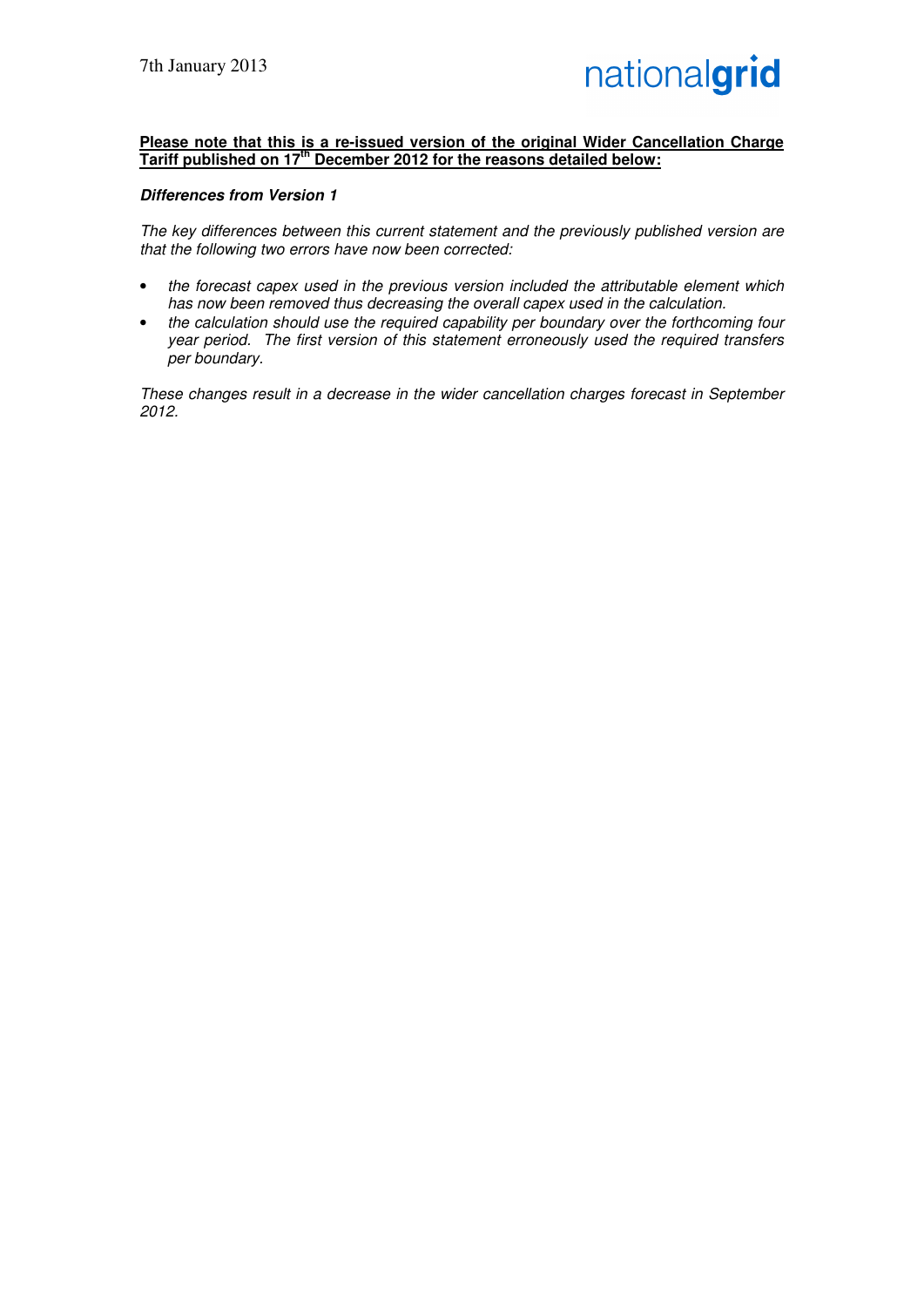7th January 2013

nationalgrid

**Please note that this is a re-issued version of the original Wider Cancellation Charge Tariff published on 17th December 2012 for the reasons detailed below:**

***Differences from Version 1***

*The key differences between this current statement and the previously published version are that the following two errors have now been corrected:*

- *the forecast capex used in the previous version included the attributable element which has now been removed thus decreasing the overall capex used in the calculation.*
- *the calculation should use the required capability per boundary over the forthcoming four year period. The first version of this statement erroneously used the required transfers per boundary.*

*These changes result in a decrease in the wider cancellation charges forecast in September 2012.*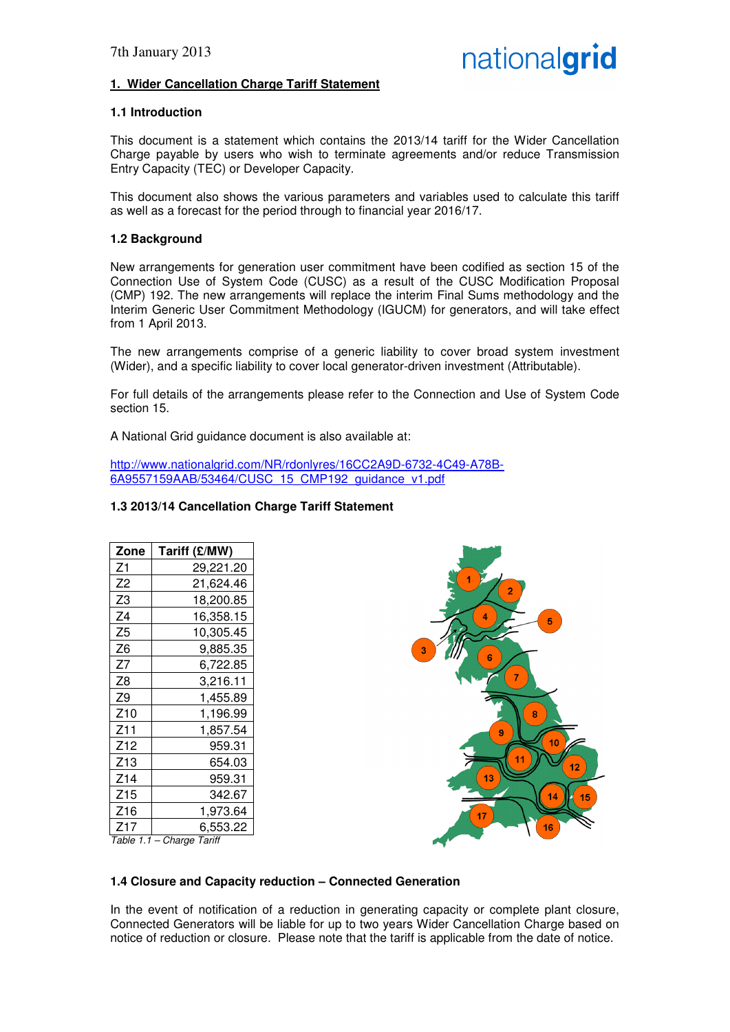7th January 2013

## 1. Wider Cancellation Charge Tariff Statement

### 1.1 Introduction

This document is a statement which contains the 2013/14 tariff for the Wider Cancellation Charge payable by users who wish to terminate agreements and/or reduce Transmission Entry Capacity (TEC) or Developer Capacity.

This document also shows the various parameters and variables used to calculate this tariff as well as a forecast for the period through to financial year 2016/17.

### 1.2 Background

New arrangements for generation user commitment have been codified as section 15 of the Connection Use of System Code (CUSC) as a result of the CUSC Modification Proposal (CMP) 192. The new arrangements will replace the interim Final Sums methodology and the Interim Generic User Commitment Methodology (IGUCM) for generators, and will take effect from 1 April 2013.

The new arrangements comprise of a generic liability to cover broad system investment (Wider), and a specific liability to cover local generator-driven investment (Attributable).

For full details of the arrangements please refer to the Connection and Use of System Code section 15.

A National Grid guidance document is also available at:

http://www.nationalgrid.com/NR/rdonlyres/16CC2A9D-6732-4C49-A78B-6A9557159AAB/53464/CUSC_15_CMP192_guidance_v1.pdf

### 1.3 2013/14 Cancellation Charge Tariff Statement

| Zone | Tariff (£/MW) |
|---|---|
| Z1 | 29,221.20 |
| Z2 | 21,624.46 |
| Z3 | 18,200.85 |
| Z4 | 16,358.15 |
| Z5 | 10,305.45 |
| Z6 | 9,885.35 |
| Z7 | 6,722.85 |
| Z8 | 3,216.11 |
| Z9 | 1,455.89 |
| Z10 | 1,196.99 |
| Z11 | 1,857.54 |
| Z12 | 959.31 |
| Z13 | 654.03 |
| Z14 | 959.31 |
| Z15 | 342.67 |
| Z16 | 1,973.64 |
| Z17 | 6,553.22 |

*Table 1.1 – Charge Tariff*

### 1.4 Closure and Capacity reduction – Connected Generation

In the event of notification of a reduction in generating capacity or complete plant closure, Connected Generators will be liable for up to two years Wider Cancellation Charge based on notice of reduction or closure. Please note that the tariff is applicable from the date of notice.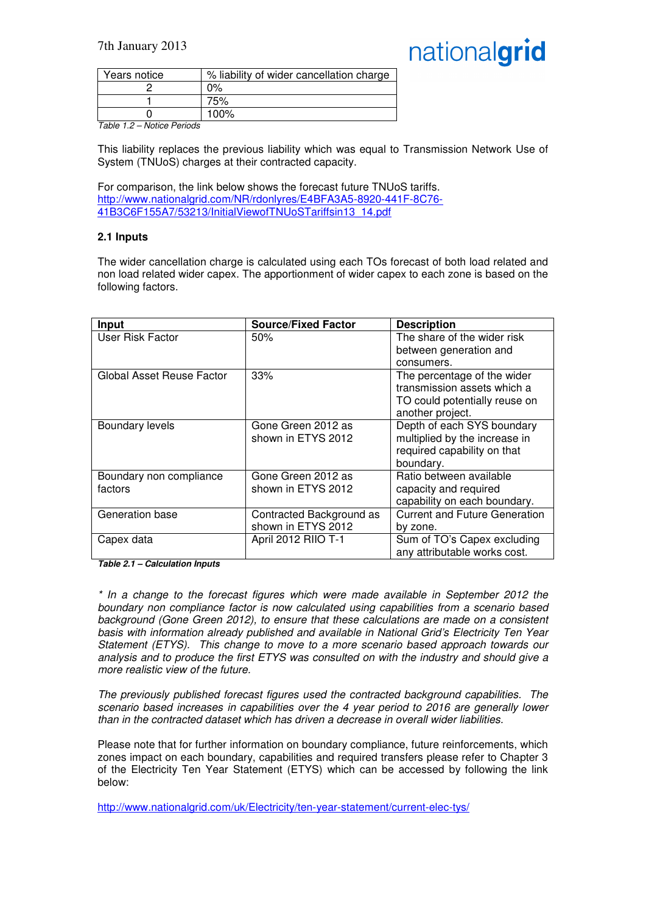7th January 2013

| Years notice | % liability of wider cancellation charge |
|---|---|
| 2 | 0% |
| 1 | 75% |
| 0 | 100% |

*Table 1.2 – Notice Periods*

This liability replaces the previous liability which was equal to Transmission Network Use of System (TNUoS) charges at their contracted capacity.

For comparison, the link below shows the forecast future TNUoS tariffs.
http://www.nationalgrid.com/NR/rdonlyres/E4BFA3A5-8920-441F-8C76-41B3C6F155A7/53213/InitialViewofTNUoSTariffsin13_14.pdf

### 2.1 Inputs

The wider cancellation charge is calculated using each TOs forecast of both load related and non load related wider capex. The apportionment of wider capex to each zone is based on the following factors.

| Input | Source/Fixed Factor | Description |
|---|---|---|
| User Risk Factor | 50% | The share of the wider risk between generation and consumers. |
| Global Asset Reuse Factor | 33% | The percentage of the wider transmission assets which a TO could potentially reuse on another project. |
| Boundary levels | Gone Green 2012 as shown in ETYS 2012 | Depth of each SYS boundary multiplied by the increase in required capability on that boundary. |
| Boundary non compliance factors | Gone Green 2012 as shown in ETYS 2012 | Ratio between available capacity and required capability on each boundary. |
| Generation base | Contracted Background as shown in ETYS 2012 | Current and Future Generation by zone. |
| Capex data | April 2012 RIIO T-1 | Sum of TO's Capex excluding any attributable works cost. |

***Table 2.1 – Calculation Inputs***

*\* In a change to the forecast figures which were made available in September 2012 the boundary non compliance factor is now calculated using capabilities from a scenario based background (Gone Green 2012), to ensure that these calculations are made on a consistent basis with information already published and available in National Grid's Electricity Ten Year Statement (ETYS). This change to move to a more scenario based approach towards our analysis and to produce the first ETYS was consulted on with the industry and should give a more realistic view of the future.*

*The previously published forecast figures used the contracted background capabilities. The scenario based increases in capabilities over the 4 year period to 2016 are generally lower than in the contracted dataset which has driven a decrease in overall wider liabilities.*

Please note that for further information on boundary compliance, future reinforcements, which zones impact on each boundary, capabilities and required transfers please refer to Chapter 3 of the Electricity Ten Year Statement (ETYS) which can be accessed by following the link below:

http://www.nationalgrid.com/uk/Electricity/ten-year-statement/current-elec-tys/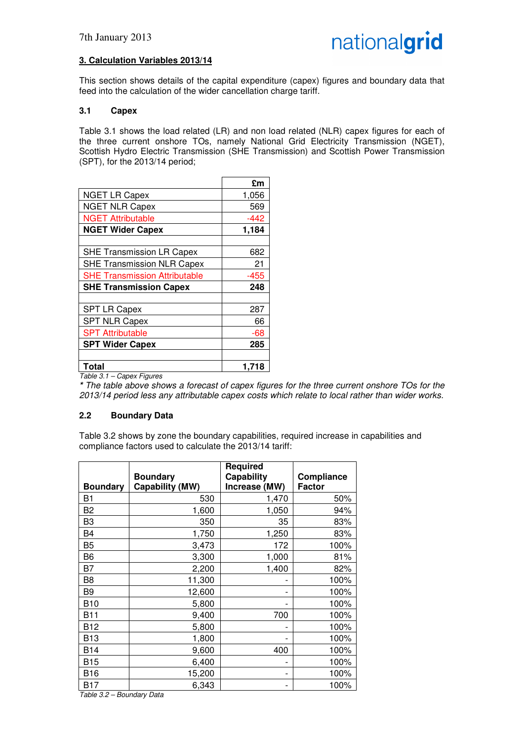7th January 2013

## 3. Calculation Variables 2013/14

This section shows details of the capital expenditure (capex) figures and boundary data that feed into the calculation of the wider cancellation charge tariff.

### 3.1 Capex

Table 3.1 shows the load related (LR) and non load related (NLR) capex figures for each of the three current onshore TOs, namely National Grid Electricity Transmission (NGET), Scottish Hydro Electric Transmission (SHE Transmission) and Scottish Power Transmission (SPT), for the 2013/14 period;

| | £m |
|---|---|
| NGET LR Capex | 1,056 |
| NGET NLR Capex | 569 |
| NGET Attributable | -442 |
| **NGET Wider Capex** | **1,184** |
| | |
| SHE Transmission LR Capex | 682 |
| SHE Transmission NLR Capex | 21 |
| SHE Transmission Attributable | -455 |
| **SHE Transmission Capex** | **248** |
| | |
| SPT LR Capex | 287 |
| SPT NLR Capex | 66 |
| SPT Attributable | -68 |
| **SPT Wider Capex** | **285** |
| | |
| **Total** | **1,718** |

*Table 3.1 – Capex Figures*

*\* The table above shows a forecast of capex figures for the three current onshore TOs for the 2013/14 period less any attributable capex costs which relate to local rather than wider works.*

### 2.2 Boundary Data

Table 3.2 shows by zone the boundary capabilities, required increase in capabilities and compliance factors used to calculate the 2013/14 tariff:

| Boundary | Boundary Capability (MW) | Required Capability Increase (MW) | Compliance Factor |
|---|---|---|---|
| B1 | 530 | 1,470 | 50% |
| B2 | 1,600 | 1,050 | 94% |
| B3 | 350 | 35 | 83% |
| B4 | 1,750 | 1,250 | 83% |
| B5 | 3,473 | 172 | 100% |
| B6 | 3,300 | 1,000 | 81% |
| B7 | 2,200 | 1,400 | 82% |
| B8 | 11,300 | - | 100% |
| B9 | 12,600 | - | 100% |
| B10 | 5,800 | - | 100% |
| B11 | 9,400 | 700 | 100% |
| B12 | 5,800 | - | 100% |
| B13 | 1,800 | - | 100% |
| B14 | 9,600 | 400 | 100% |
| B15 | 6,400 | - | 100% |
| B16 | 15,200 | - | 100% |
| B17 | 6,343 | - | 100% |

*Table 3.2 – Boundary Data*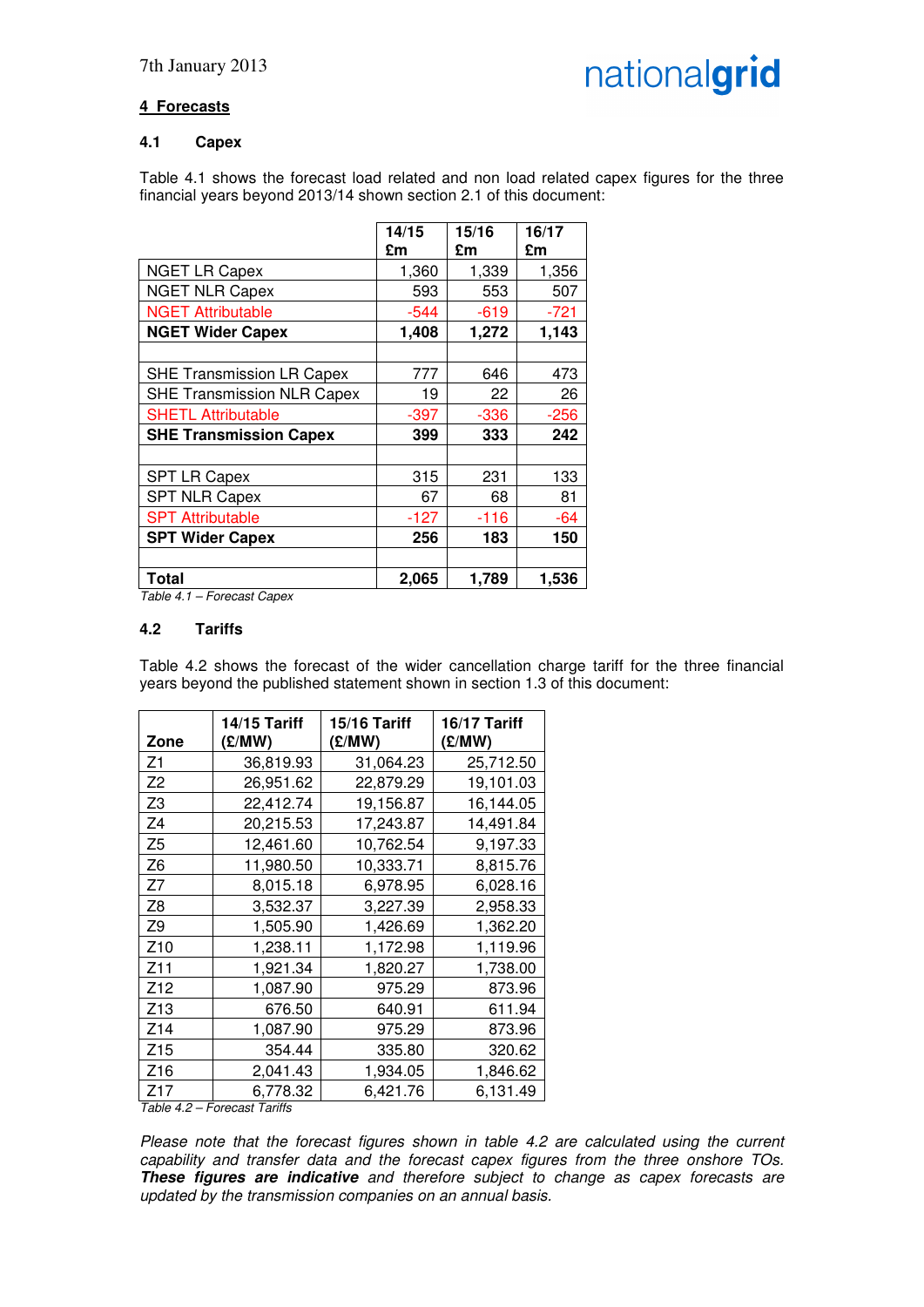## 4 Forecasts

### 4.1 Capex

Table 4.1 shows the forecast load related and non load related capex figures for the three financial years beyond 2013/14 shown section 2.1 of this document:

| | 14/15 £m | 15/16 £m | 16/17 £m |
|---|---|---|---|
| NGET LR Capex | 1,360 | 1,339 | 1,356 |
| NGET NLR Capex | 593 | 553 | 507 |
| NGET Attributable | -544 | -619 | -721 |
| **NGET Wider Capex** | **1,408** | **1,272** | **1,143** |
| | | | |
| SHE Transmission LR Capex | 777 | 646 | 473 |
| SHE Transmission NLR Capex | 19 | 22 | 26 |
| SHETL Attributable | -397 | -336 | -256 |
| **SHE Transmission Capex** | **399** | **333** | **242** |
| | | | |
| SPT LR Capex | 315 | 231 | 133 |
| SPT NLR Capex | 67 | 68 | 81 |
| SPT Attributable | -127 | -116 | -64 |
| **SPT Wider Capex** | **256** | **183** | **150** |
| | | | |
| **Total** | **2,065** | **1,789** | **1,536** |

*Table 4.1 – Forecast Capex*

### 4.2 Tariffs

Table 4.2 shows the forecast of the wider cancellation charge tariff for the three financial years beyond the published statement shown in section 1.3 of this document:

| Zone | 14/15 Tariff (£/MW) | 15/16 Tariff (£/MW) | 16/17 Tariff (£/MW) |
|---|---|---|---|
| Z1 | 36,819.93 | 31,064.23 | 25,712.50 |
| Z2 | 26,951.62 | 22,879.29 | 19,101.03 |
| Z3 | 22,412.74 | 19,156.87 | 16,144.05 |
| Z4 | 20,215.53 | 17,243.87 | 14,491.84 |
| Z5 | 12,461.60 | 10,762.54 | 9,197.33 |
| Z6 | 11,980.50 | 10,333.71 | 8,815.76 |
| Z7 | 8,015.18 | 6,978.95 | 6,028.16 |
| Z8 | 3,532.37 | 3,227.39 | 2,958.33 |
| Z9 | 1,505.90 | 1,426.69 | 1,362.20 |
| Z10 | 1,238.11 | 1,172.98 | 1,119.96 |
| Z11 | 1,921.34 | 1,820.27 | 1,738.00 |
| Z12 | 1,087.90 | 975.29 | 873.96 |
| Z13 | 676.50 | 640.91 | 611.94 |
| Z14 | 1,087.90 | 975.29 | 873.96 |
| Z15 | 354.44 | 335.80 | 320.62 |
| Z16 | 2,041.43 | 1,934.05 | 1,846.62 |
| Z17 | 6,778.32 | 6,421.76 | 6,131.49 |

*Table 4.2 – Forecast Tariffs*

*Please note that the forecast figures shown in table 4.2 are calculated using the current capability and transfer data and the forecast capex figures from the three onshore TOs.* ***These figures are indicative*** *and therefore subject to change as capex forecasts are updated by the transmission companies on an annual basis.*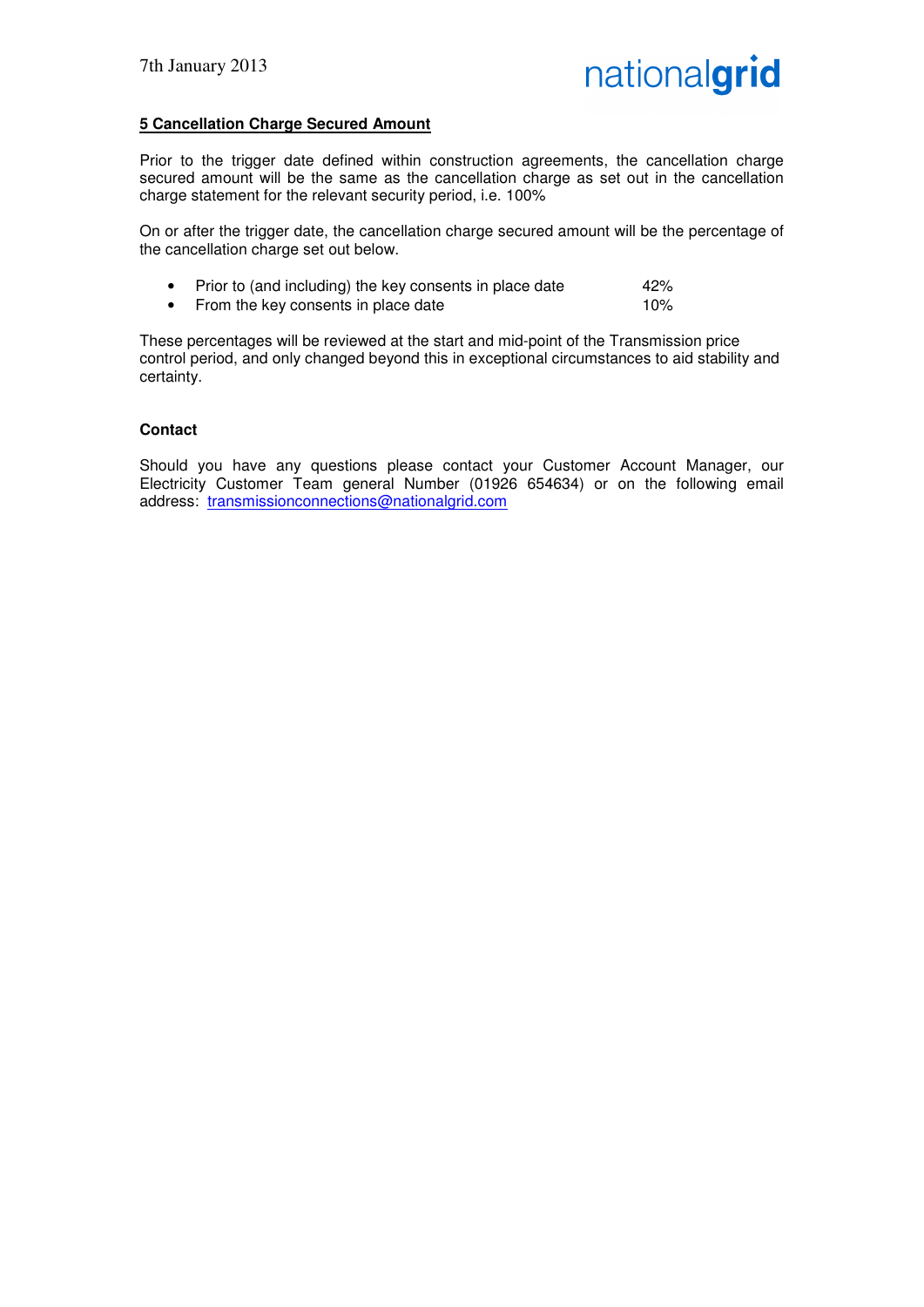## 5 Cancellation Charge Secured Amount

Prior to the trigger date defined within construction agreements, the cancellation charge secured amount will be the same as the cancellation charge as set out in the cancellation charge statement for the relevant security period, i.e. 100%

On or after the trigger date, the cancellation charge secured amount will be the percentage of the cancellation charge set out below.

- Prior to (and including) the key consents in place date 42%
- From the key consents in place date 10%

These percentages will be reviewed at the start and mid-point of the Transmission price control period, and only changed beyond this in exceptional circumstances to aid stability and certainty.

### Contact

Should you have any questions please contact your Customer Account Manager, our Electricity Customer Team general Number (01926 654634) or on the following email address: transmissionconnections@nationalgrid.com